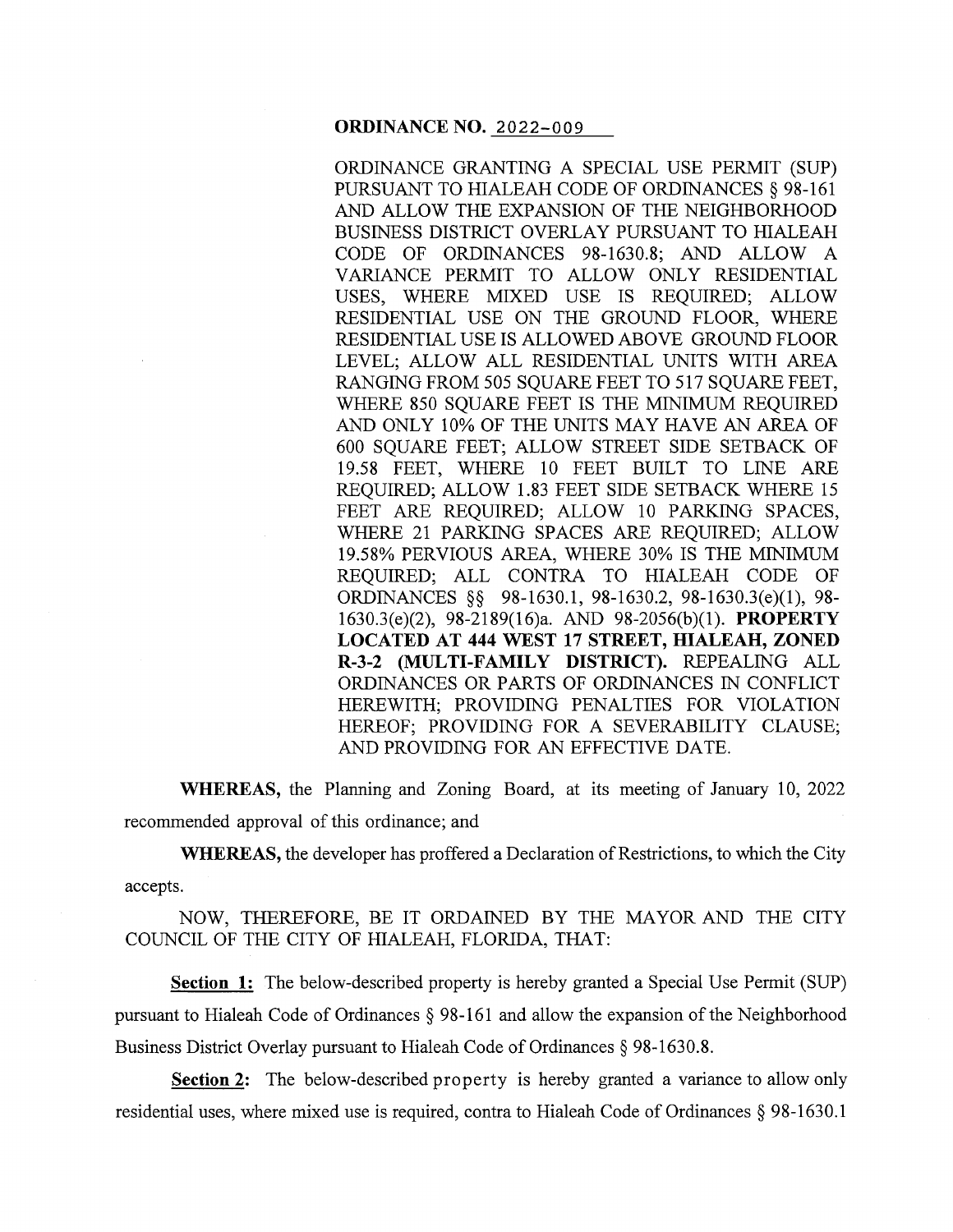**ORDINANCE NO. 2022-009**

ORDINANCE GRANTING A SPECIAL USE PERMIT (SUP) PURSUANT TO HIALEAH CODE OF ORDINANCES § 98-161 AND ALLOW THE EXPANSION OF THE NEIGHBORHOOD BUSINESS DISTRICT OVERLAY PURSUANT TO HIALEAH CODE OF ORDINANCES 98-1630.8; AND ALLOW A VARIANCE PERMIT TO ALLOW ONLY RESIDENTIAL USES, WHERE MIXED USE IS REQUIRED; ALLOW RESIDENTIAL USE ON THE GROUND FLOOR, WHERE RESIDENTIAL USE IS ALLOWED ABOVE GROUND FLOOR LEVEL; ALLOW ALL RESIDENTIAL UNITS WITH AREA RANGING FROM 505 SQUARE FEET TO 517 SQUARE FEET, WHERE 850 SQUARE FEET IS THE MINIMUM REQUIRED AND ONLY 10% OF THE UNITS MAY HAVE AN AREA OF 600 SQUARE FEET; ALLOW STREET SIDE SETBACK OF 19.58 FEET, WHERE 10 FEET BUILT TO LINE ARE REQUIRED; ALLOW 1.83 FEET SIDE SETBACK WHERE 15 FEET ARE REQUIRED; ALLOW 10 PARKING SPACES, WHERE 21 PARKING SPACES ARE REQUIRED; ALLOW 19.58% PERVIOUS AREA, WHERE 30% IS THE MINIMUM REQUIRED; ALL CONTRA TO HIALEAH CODE OF ORDINANCES §§ 98-1630.1, 98-1630.2, 98-1630.3(e)(1), 98-1630.3(e)(2), 98-2189(16)a. AND 98-2056(b)(1). **PROPERTY LOCATED AT 444 WEST 17 STREET, HIALEAH, ZONED R-3-2 (MULTI-FAMILY DISTRICT).** REPEALING ALL ORDINANCES OR PARTS OF ORDINANCES IN CONFLICT HEREWITH; PROVIDING PENALTIES FOR VIOLATION HEREOF; PROVIDING FOR A SEVERABILITY CLAUSE; AND PROVIDING FOR AN EFFECTIVE DATE.

**WHEREAS,** the Planning and Zoning Board, at its meeting of January 10, 2022 recommended approval of this ordinance; and

**WHEREAS,** the developer has proffered a Declaration of Restrictions, to which the City accepts.

NOW, THEREFORE, BE IT ORDAINED BY THE MAYOR AND THE CITY COUNCIL OF THE CITY OF HIALEAH, FLORIDA, THAT:

**Section 1:** The below-described property is hereby granted a Special Use Permit (SUP) pursuant to Hialeah Code of Ordinances § 98-161 and allow the expansion of the Neighborhood Business District Overlay pursuant to Hialeah Code of Ordinances § 98-1630.8.

**Section 2:** The below-described property is hereby granted a variance to allow only residential uses, where mixed use is required, contra to Hialeah Code of Ordinances § 98-1630.1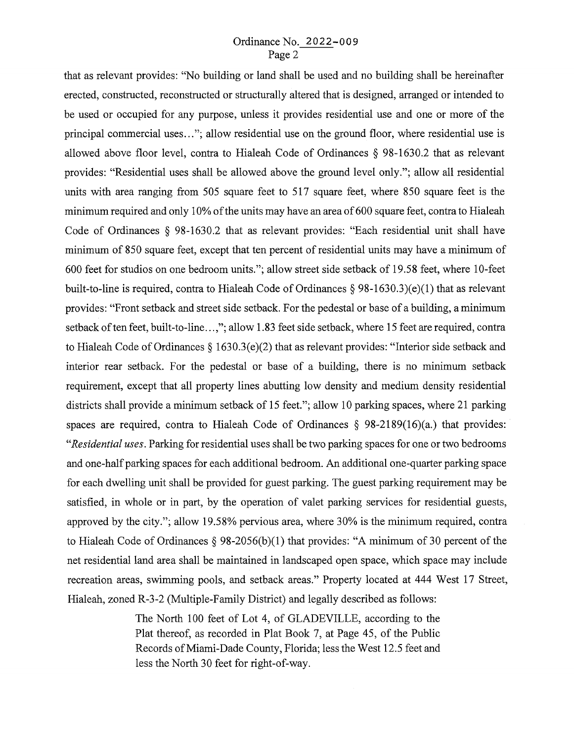that as relevant provides: "No building or land shall be used and no building shall be hereinafter erected, constructed, reconstructed or structurally altered that is designed, arranged or intended to be used or occupied for any purpose, unless it provides residential use and one or more of the principal commercial uses…"; allow residential use on the ground floor, where residential use is allowed above floor level, contra to Hialeah Code of Ordinances § 98-1630.2 that as relevant provides: "Residential uses shall be allowed above the ground level only."; allow all residential units with area ranging from 505 square feet to 517 square feet, where 850 square feet is the minimum required and only 10% of the units may have an area of 600 square feet, contra to Hialeah Code of Ordinances § 98-1630.2 that as relevant provides: "Each residential unit shall have minimum of 850 square feet, except that ten percent of residential units may have a minimum of 600 feet for studios on one bedroom units."; allow street side setback of 19.58 feet, where 10-feet built-to-line is required, contra to Hialeah Code of Ordinances § 98-1630.3)(e)(1) that as relevant provides: "Front setback and street side setback. For the pedestal or base of a building, a minimum setback of ten feet, built-to-line…,"; allow 1.83 feet side setback, where 15 feet are required, contra to Hialeah Code of Ordinances § 1630.3(e)(2) that as relevant provides: "Interior side setback and interior rear setback. For the pedestal or base of a building, there is no minimum setback requirement, except that all property lines abutting low density and medium density residential districts shall provide a minimum setback of 15 feet."; allow 10 parking spaces, where 21 parking spaces are required, contra to Hialeah Code of Ordinances § 98-2189(16)(a.) that provides: "*Residential uses*. Parking for residential uses shall be two parking spaces for one or two bedrooms and one-half parking spaces for each additional bedroom. An additional one-quarter parking space for each dwelling unit shall be provided for guest parking. The guest parking requirement may be satisfied, in whole or in part, by the operation of valet parking services for residential guests, approved by the city."; allow 19.58% pervious area, where 30% is the minimum required, contra to Hialeah Code of Ordinances § 98-2056(b)(1) that provides: "A minimum of 30 percent of the net residential land area shall be maintained in landscaped open space, which space may include recreation areas, swimming pools, and setback areas." Property located at 444 West 17 Street, Hialeah, zoned R-3-2 (Multiple-Family District) and legally described as follows:

> The North 100 feet of Lot 4, of GLADEVILLE, according to the Plat thereof, as recorded in Plat Book 7, at Page 45, of the Public Records of Miami-Dade County, Florida; less the West 12.5 feet and less the North 30 feet for right-of-way.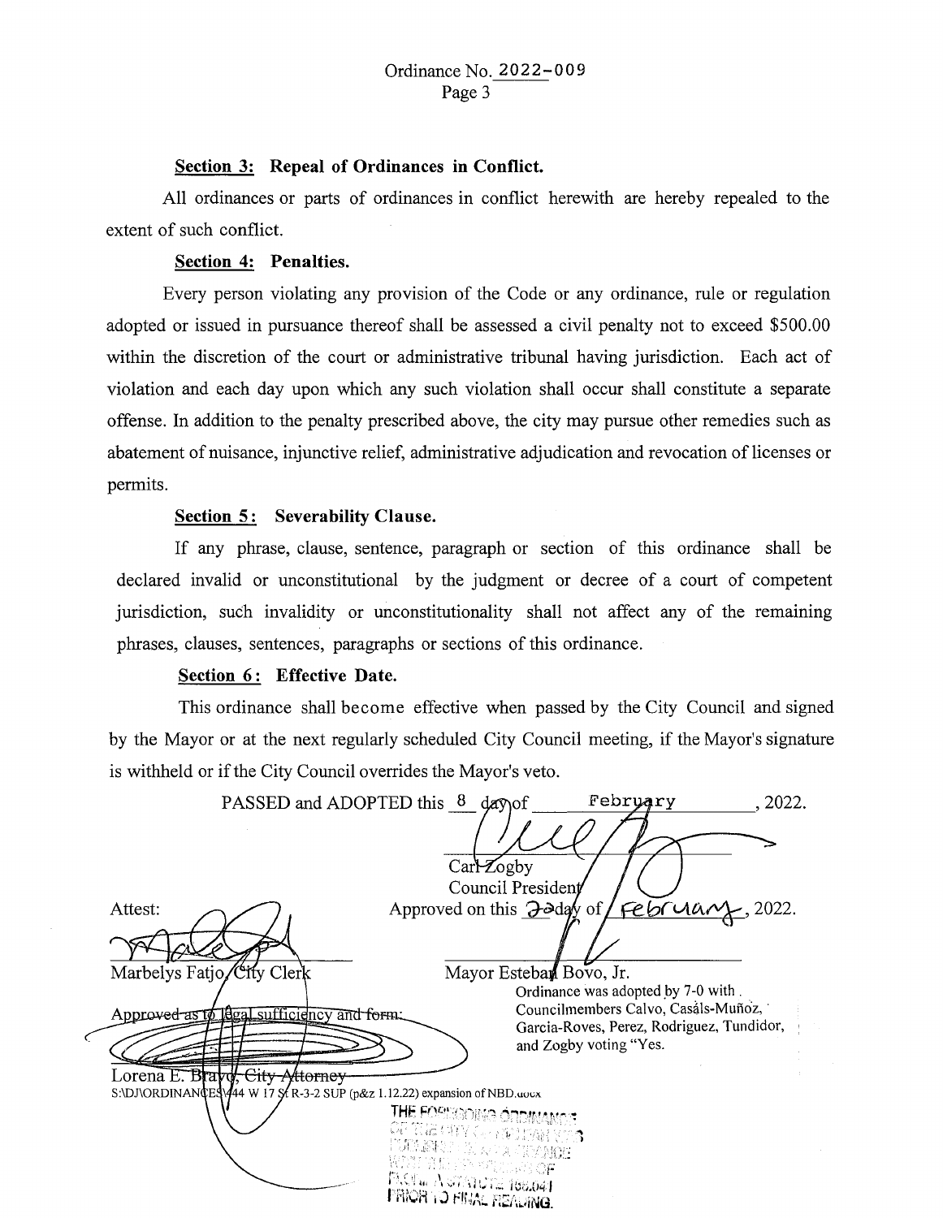### **Section 3: Repeal of Ordinances in Conflict.**

All ordinances or parts of ordinances in conflict herewith are hereby repealed to the extent of such conflict.

### **Section 4: Penalties.**

Every person violating any provision of the Code or any ordinance, rule or regulation adopted or issued in pursuance thereof shall be assessed a civil penalty not to exceed $500.00 within the discretion of the court or administrative tribunal having jurisdiction. Each act of violation and each day upon which any such violation shall occur shall constitute a separate offense. In addition to the penalty prescribed above, the city may pursue other remedies such as abatement of nuisance, injunctive relief, administrative adjudication and revocation of licenses or permits.

### **Section 5: Severability Clause.**

If any phrase, clause, sentence, paragraph or section of this ordinance shall be declared invalid or unconstitutional by the judgment or decree of a court of competent jurisdiction, such invalidity or unconstitutionality shall not affect any of the remaining phrases, clauses, sentences, paragraphs or sections of this ordinance.

### **Section 6: Effective Date.**

This ordinance shall become effective when passed by the City Council and signed by the Mayor or at the next regularly scheduled City Council meeting, if the Mayor's signature is withheld or if the City Council overrides the Mayor's veto.

PASSED and ADOPTED this 8 day of February, 2022.

Carl Zogby
Council President

Approved on this 22 day of February, 2022.

Attest:

Marbelys Fatjo, City Clerk

Mayor Esteban Bovo, Jr.

Ordinance was adopted by 7-0 with Councilmembers Calvo, Casàls-Muñoz, Garcia-Roves, Perez, Rodriguez, Tundidor, and Zogby voting "Yes.

Approved as to legal sufficiency and form:

Lorena E. Bravo, City Attorney

S:\DJ\ORDINANCES\44 W 17 St R-3-2 SUP (p&z 1.12.22) expansion of NBD.docx

THE FOREGOING ORDINANCE OF THE CITY ... PUBLISHED ... ACCORDANCE WITH ... OF FLORIDA STATUTE 166.041 PRIOR TO FINAL READING.